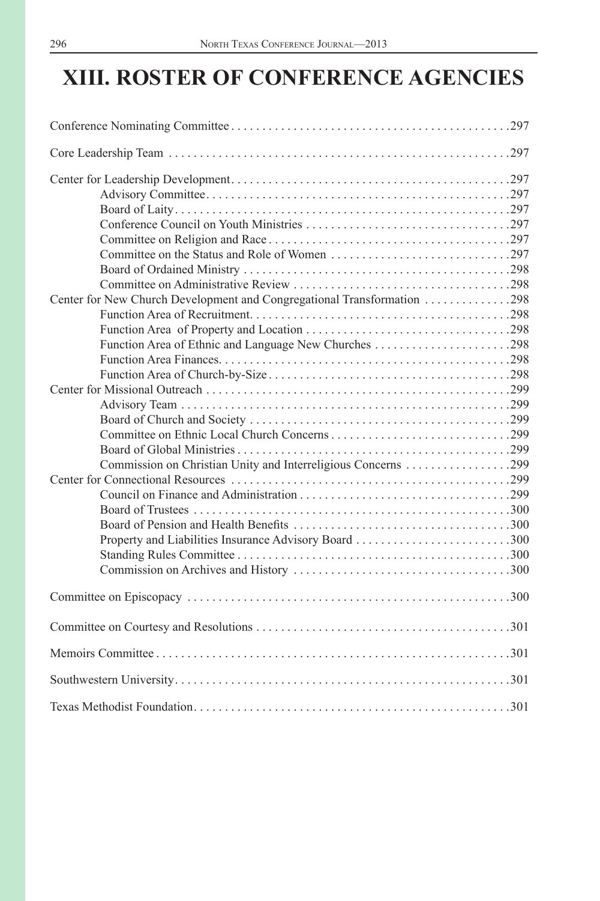# XIII. ROSTER OF CONFERENCE AGENCIES

Conference Nominating Committee . . . . . . . . . . . . . . . . . . . . . . . . . . . . . . . . . . . . . . . . . . . . .297

Core Leadership Team . . . . . . . . . . . . . . . . . . . . . . . . . . . . . . . . . . . . . . . . . . . . . . . . . . . . . . .297

Center for Leadership Development . . . . . . . . . . . . . . . . . . . . . . . . . . . . . . . . . . . . . . . . . . . . .297
- Advisory Committee . . . . . . . . . . . . . . . . . . . . . . . . . . . . . . . . . . . . . . . . . . . . . . . . .297
- Board of Laity . . . . . . . . . . . . . . . . . . . . . . . . . . . . . . . . . . . . . . . . . . . . . . . . . . . . . .297
- Conference Council on Youth Ministries . . . . . . . . . . . . . . . . . . . . . . . . . . . . . . . . .297
- Committee on Religion and Race . . . . . . . . . . . . . . . . . . . . . . . . . . . . . . . . . . . . . . .297
- Committee on the Status and Role of Women . . . . . . . . . . . . . . . . . . . . . . . . . . . . .297
- Board of Ordained Ministry . . . . . . . . . . . . . . . . . . . . . . . . . . . . . . . . . . . . . . . . . . .298
- Committee on Administrative Review . . . . . . . . . . . . . . . . . . . . . . . . . . . . . . . . . . .298

Center for New Church Development and Congregational Transformation . . . . . . . . . . . . . .298
- Function Area of Recruitment . . . . . . . . . . . . . . . . . . . . . . . . . . . . . . . . . . . . . . . . . .298
- Function Area of Property and Location . . . . . . . . . . . . . . . . . . . . . . . . . . . . . . . . .298
- Function Area of Ethnic and Language New Churches . . . . . . . . . . . . . . . . . . . . . .298
- Function Area Finances . . . . . . . . . . . . . . . . . . . . . . . . . . . . . . . . . . . . . . . . . . . . . . .298
- Function Area of Church-by-Size . . . . . . . . . . . . . . . . . . . . . . . . . . . . . . . . . . . . . . .298

Center for Missional Outreach . . . . . . . . . . . . . . . . . . . . . . . . . . . . . . . . . . . . . . . . . . . . . . . . .299
- Advisory Team . . . . . . . . . . . . . . . . . . . . . . . . . . . . . . . . . . . . . . . . . . . . . . . . . . . . .299
- Board of Church and Society . . . . . . . . . . . . . . . . . . . . . . . . . . . . . . . . . . . . . . . . . .299
- Committee on Ethnic Local Church Concerns . . . . . . . . . . . . . . . . . . . . . . . . . . . . .299
- Board of Global Ministries . . . . . . . . . . . . . . . . . . . . . . . . . . . . . . . . . . . . . . . . . . . .299
- Commission on Christian Unity and Interreligious Concerns . . . . . . . . . . . . . . . . .299

Center for Connectional Resources . . . . . . . . . . . . . . . . . . . . . . . . . . . . . . . . . . . . . . . . . . . . .299
- Council on Finance and Administration . . . . . . . . . . . . . . . . . . . . . . . . . . . . . . . . . .299
- Board of Trustees . . . . . . . . . . . . . . . . . . . . . . . . . . . . . . . . . . . . . . . . . . . . . . . . . . .300
- Board of Pension and Health Benefits . . . . . . . . . . . . . . . . . . . . . . . . . . . . . . . . . . .300
- Property and Liabilities Insurance Advisory Board . . . . . . . . . . . . . . . . . . . . . . . . .300
- Standing Rules Committee . . . . . . . . . . . . . . . . . . . . . . . . . . . . . . . . . . . . . . . . . . . .300
- Commission on Archives and History . . . . . . . . . . . . . . . . . . . . . . . . . . . . . . . . . . .300

Committee on Episcopacy . . . . . . . . . . . . . . . . . . . . . . . . . . . . . . . . . . . . . . . . . . . . . . . . . . . .300

Committee on Courtesy and Resolutions . . . . . . . . . . . . . . . . . . . . . . . . . . . . . . . . . . . . . . . . .301

Memoirs Committee . . . . . . . . . . . . . . . . . . . . . . . . . . . . . . . . . . . . . . . . . . . . . . . . . . . . . . . . .301

Southwestern University . . . . . . . . . . . . . . . . . . . . . . . . . . . . . . . . . . . . . . . . . . . . . . . . . . . . . .301

Texas Methodist Foundation . . . . . . . . . . . . . . . . . . . . . . . . . . . . . . . . . . . . . . . . . . . . . . . . . . .301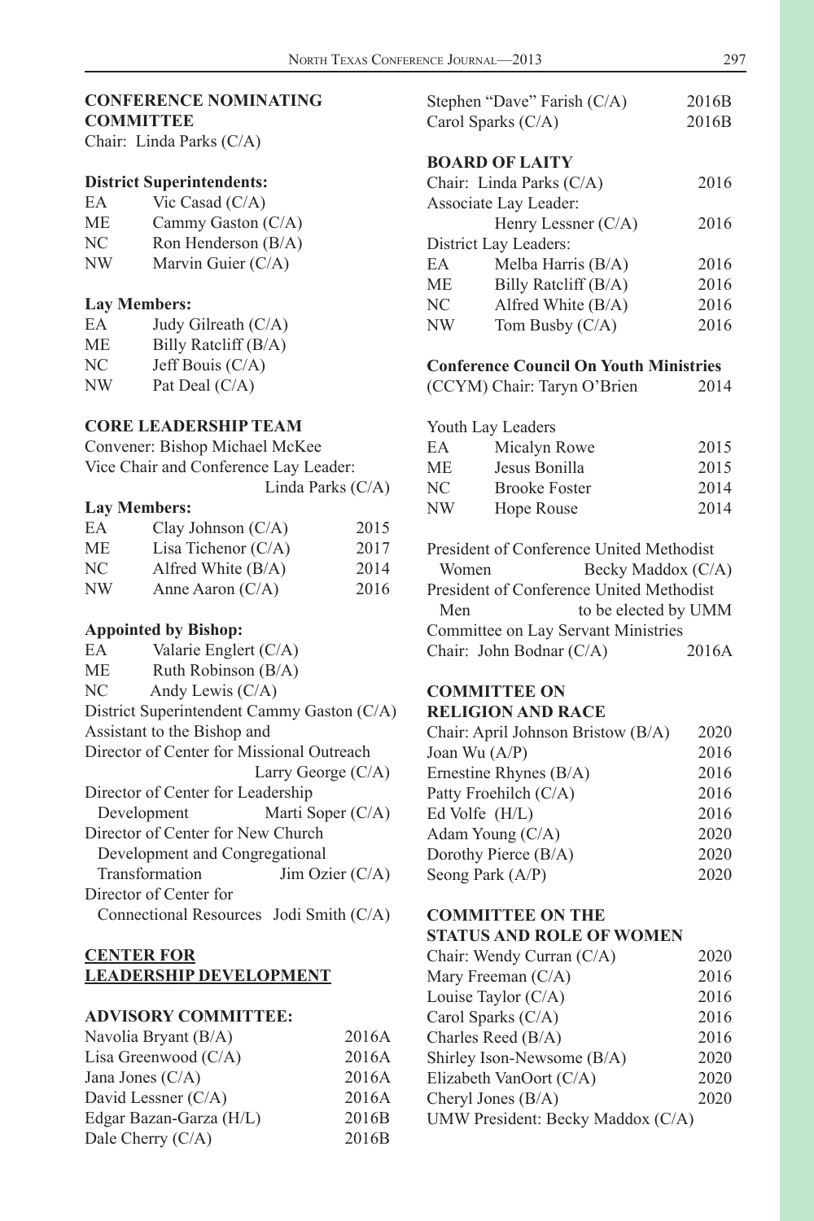## CONFERENCE NOMINATING COMMITTEE

Chair: Linda Parks (C/A)

**District Superintendents:**

| | |
|---|---|
| EA | Vic Casad (C/A) |
| ME | Cammy Gaston (C/A) |
| NC | Ron Henderson (B/A) |
| NW | Marvin Guier (C/A) |

**Lay Members:**

| | |
|---|---|
| EA | Judy Gilreath (C/A) |
| ME | Billy Ratcliff (B/A) |
| NC | Jeff Bouis (C/A) |
| NW | Pat Deal (C/A) |

## CORE LEADERSHIP TEAM

Convener: Bishop Michael McKee

Vice Chair and Conference Lay Leader: Linda Parks (C/A)

**Lay Members:**

| | | |
|---|---|---|
| EA | Clay Johnson (C/A) | 2015 |
| ME | Lisa Tichenor (C/A) | 2017 |
| NC | Alfred White (B/A) | 2014 |
| NW | Anne Aaron (C/A) | 2016 |

**Appointed by Bishop:**

| | |
|---|---|
| EA | Valarie Englert (C/A) |
| ME | Ruth Robinson (B/A) |
| NC | Andy Lewis (C/A) |

District Superintendent Cammy Gaston (C/A)

Assistant to the Bishop and Director of Center for Missional Outreach Larry George (C/A)

Director of Center for Leadership Development Marti Soper (C/A)

Director of Center for New Church Development and Congregational Transformation Jim Ozier (C/A)

Director of Center for Connectional Resources Jodi Smith (C/A)

## CENTER FOR LEADERSHIP DEVELOPMENT

**ADVISORY COMMITTEE:**

| | |
|---|---|
| Navolia Bryant (B/A) | 2016A |
| Lisa Greenwood (C/A) | 2016A |
| Jana Jones (C/A) | 2016A |
| David Lessner (C/A) | 2016A |
| Edgar Bazan-Garza (H/L) | 2016B |
| Dale Cherry (C/A) | 2016B |
| Stephen "Dave" Farish (C/A) | 2016B |
| Carol Sparks (C/A) | 2016B |

## BOARD OF LAITY

Chair: Linda Parks (C/A) 2016

Associate Lay Leader: Henry Lessner (C/A) 2016

District Lay Leaders:

| | | |
|---|---|---|
| EA | Melba Harris (B/A) | 2016 |
| ME | Billy Ratcliff (B/A) | 2016 |
| NC | Alfred White (B/A) | 2016 |
| NW | Tom Busby (C/A) | 2016 |

**Conference Council On Youth Ministries**

(CCYM) Chair: Taryn O'Brien 2014

Youth Lay Leaders

| | | |
|---|---|---|
| EA | Micalyn Rowe | 2015 |
| ME | Jesus Bonilla | 2015 |
| NC | Brooke Foster | 2014 |
| NW | Hope Rouse | 2014 |

President of Conference United Methodist Women Becky Maddox (C/A)

President of Conference United Methodist Men to be elected by UMM

Committee on Lay Servant Ministries

Chair: John Bodnar (C/A) 2016A

## COMMITTEE ON RELIGION AND RACE

| | |
|---|---|
| Chair: April Johnson Bristow (B/A) | 2020 |
| Joan Wu (A/P) | 2016 |
| Ernestine Rhynes (B/A) | 2016 |
| Patty Froehilch (C/A) | 2016 |
| Ed Volfe (H/L) | 2016 |
| Adam Young (C/A) | 2020 |
| Dorothy Pierce (B/A) | 2020 |
| Seong Park (A/P) | 2020 |

## COMMITTEE ON THE STATUS AND ROLE OF WOMEN

| | |
|---|---|
| Chair: Wendy Curran (C/A) | 2020 |
| Mary Freeman (C/A) | 2016 |
| Louise Taylor (C/A) | 2016 |
| Carol Sparks (C/A) | 2016 |
| Charles Reed (B/A) | 2016 |
| Shirley Ison-Newsome (B/A) | 2020 |
| Elizabeth VanOort (C/A) | 2020 |
| Cheryl Jones (B/A) | 2020 |

UMW President: Becky Maddox (C/A)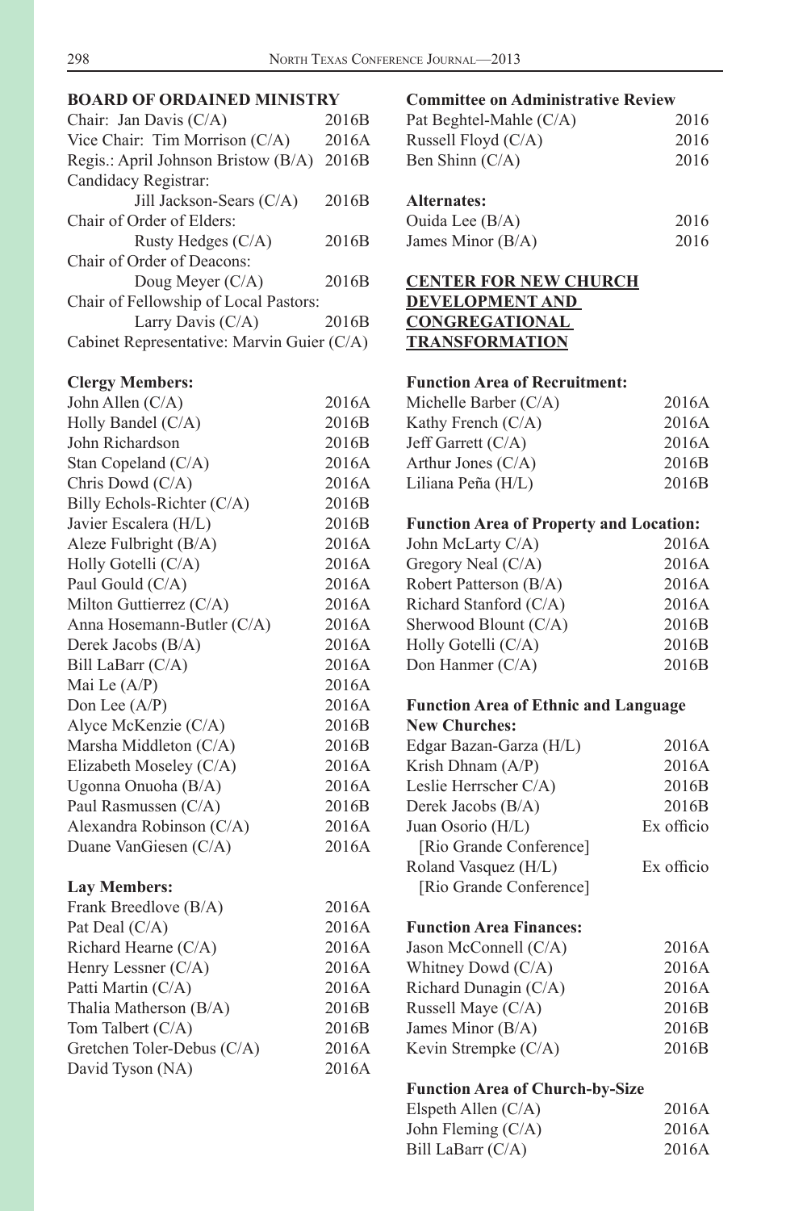## BOARD OF ORDAINED MINISTRY

| | |
|---|---|
| Chair: Jan Davis (C/A) | 2016B |
| Vice Chair: Tim Morrison (C/A) | 2016A |
| Regis.: April Johnson Bristow (B/A) | 2016B |
| Candidacy Registrar: Jill Jackson-Sears (C/A) | 2016B |
| Chair of Order of Elders: Rusty Hedges (C/A) | 2016B |
| Chair of Order of Deacons: Doug Meyer (C/A) | 2016B |
| Chair of Fellowship of Local Pastors: Larry Davis (C/A) | 2016B |

Cabinet Representative: Marvin Guier (C/A)

### Clergy Members:

| | |
|---|---|
| John Allen (C/A) | 2016A |
| Holly Bandel (C/A) | 2016B |
| John Richardson | 2016B |
| Stan Copeland (C/A) | 2016A |
| Chris Dowd (C/A) | 2016A |
| Billy Echols-Richter (C/A) | 2016B |
| Javier Escalera (H/L) | 2016B |
| Aleze Fulbright (B/A) | 2016A |
| Holly Gotelli (C/A) | 2016A |
| Paul Gould (C/A) | 2016A |
| Milton Guttierrez (C/A) | 2016A |
| Anna Hosemann-Butler (C/A) | 2016A |
| Derek Jacobs (B/A) | 2016A |
| Bill LaBarr (C/A) | 2016A |
| Mai Le (A/P) | 2016A |
| Don Lee (A/P) | 2016A |
| Alyce McKenzie (C/A) | 2016B |
| Marsha Middleton (C/A) | 2016B |
| Elizabeth Moseley (C/A) | 2016A |
| Ugonna Onuoha (B/A) | 2016A |
| Paul Rasmussen (C/A) | 2016B |
| Alexandra Robinson (C/A) | 2016A |
| Duane VanGiesen (C/A) | 2016A |

### Lay Members:

| | |
|---|---|
| Frank Breedlove (B/A) | 2016A |
| Pat Deal (C/A) | 2016A |
| Richard Hearne (C/A) | 2016A |
| Henry Lessner (C/A) | 2016A |
| Patti Martin (C/A) | 2016A |
| Thalia Matherson (B/A) | 2016B |
| Tom Talbert (C/A) | 2016B |
| Gretchen Toler-Debus (C/A) | 2016A |
| David Tyson (NA) | 2016A |

### Committee on Administrative Review

| | |
|---|---|
| Pat Beghtel-Mahle (C/A) | 2016 |
| Russell Floyd (C/A) | 2016 |
| Ben Shinn (C/A) | 2016 |

**Alternates:**

| | |
|---|---|
| Ouida Lee (B/A) | 2016 |
| James Minor (B/A) | 2016 |

## CENTER FOR NEW CHURCH DEVELOPMENT AND CONGREGATIONAL TRANSFORMATION

### Function Area of Recruitment:

| | |
|---|---|
| Michelle Barber (C/A) | 2016A |
| Kathy French (C/A) | 2016A |
| Jeff Garrett (C/A) | 2016A |
| Arthur Jones (C/A) | 2016B |
| Liliana Peña (H/L) | 2016B |

### Function Area of Property and Location:

| | |
|---|---|
| John McLarty C/A) | 2016A |
| Gregory Neal (C/A) | 2016A |
| Robert Patterson (B/A) | 2016A |
| Richard Stanford (C/A) | 2016A |
| Sherwood Blount (C/A) | 2016B |
| Holly Gotelli (C/A) | 2016B |
| Don Hanmer (C/A) | 2016B |

### Function Area of Ethnic and Language New Churches:

| | |
|---|---|
| Edgar Bazan-Garza (H/L) | 2016A |
| Krish Dhnam (A/P) | 2016A |
| Leslie Herrscher C/A) | 2016B |
| Derek Jacobs (B/A) | 2016B |
| Juan Osorio (H/L) [Rio Grande Conference] | Ex officio |
| Roland Vasquez (H/L) [Rio Grande Conference] | Ex officio |

### Function Area Finances:

| | |
|---|---|
| Jason McConnell (C/A) | 2016A |
| Whitney Dowd (C/A) | 2016A |
| Richard Dunagin (C/A) | 2016A |
| Russell Maye (C/A) | 2016B |
| James Minor (B/A) | 2016B |
| Kevin Strempke (C/A) | 2016B |

### Function Area of Church-by-Size

| | |
|---|---|
| Elspeth Allen (C/A) | 2016A |
| John Fleming (C/A) | 2016A |
| Bill LaBarr (C/A) | 2016A |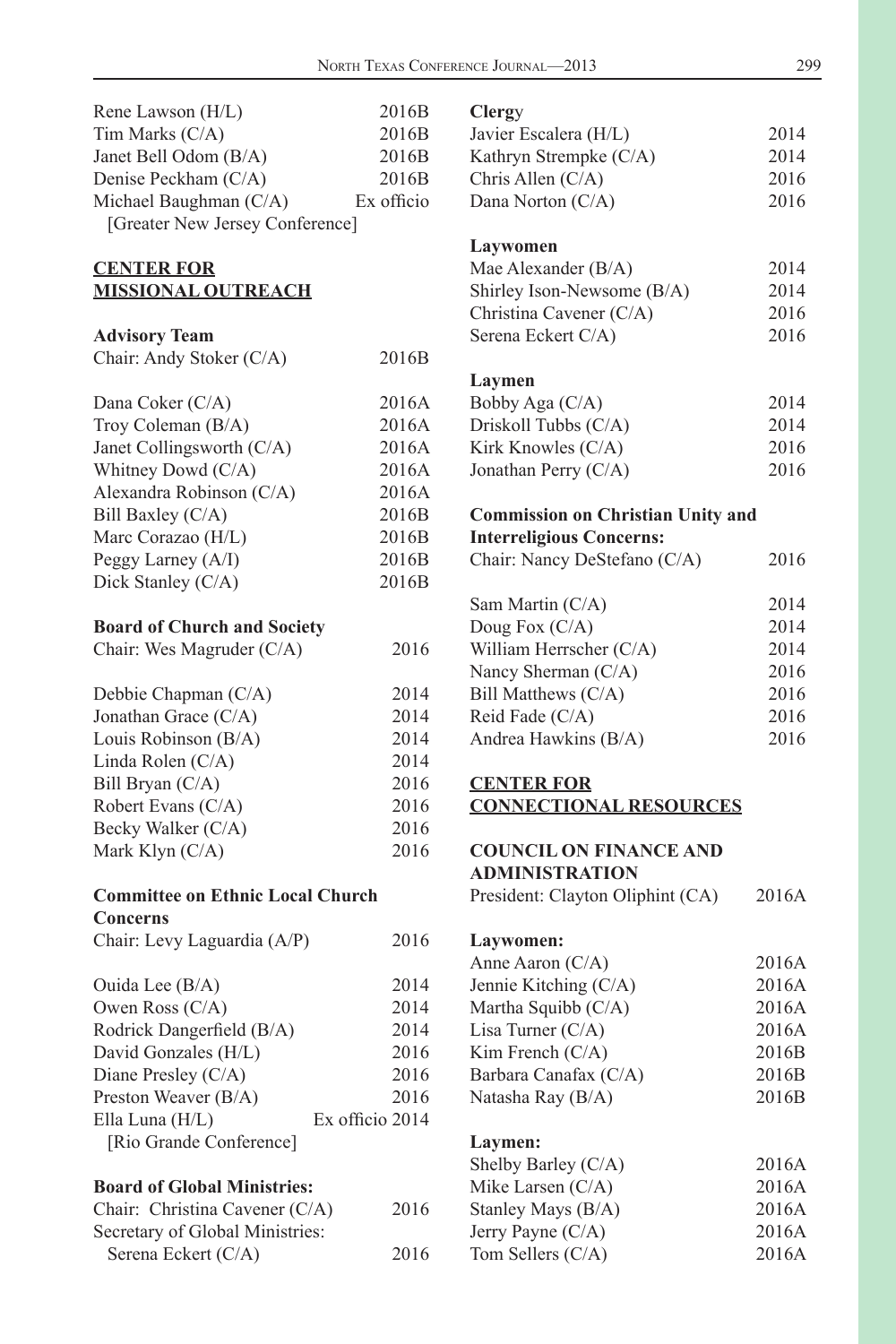| | |
|---|---|
| Rene Lawson (H/L) | 2016B |
| Tim Marks (C/A) | 2016B |
| Janet Bell Odom (B/A) | 2016B |
| Denise Peckham (C/A) | 2016B |
| Michael Baughman (C/A) [Greater New Jersey Conference] | Ex officio |

## CENTER FOR MISSIONAL OUTREACH

**Advisory Team**

| | |
|---|---|
| Chair: Andy Stoker (C/A) | 2016B |
| Dana Coker (C/A) | 2016A |
| Troy Coleman (B/A) | 2016A |
| Janet Collingsworth (C/A) | 2016A |
| Whitney Dowd (C/A) | 2016A |
| Alexandra Robinson (C/A) | 2016A |
| Bill Baxley (C/A) | 2016B |
| Marc Corazao (H/L) | 2016B |
| Peggy Larney (A/I) | 2016B |
| Dick Stanley (C/A) | 2016B |

**Board of Church and Society**

| | |
|---|---|
| Chair: Wes Magruder (C/A) | 2016 |
| Debbie Chapman (C/A) | 2014 |
| Jonathan Grace (C/A) | 2014 |
| Louis Robinson (B/A) | 2014 |
| Linda Rolen (C/A) | 2014 |
| Bill Bryan (C/A) | 2016 |
| Robert Evans (C/A) | 2016 |
| Becky Walker (C/A) | 2016 |
| Mark Klyn (C/A) | 2016 |

**Committee on Ethnic Local Church Concerns**

| | |
|---|---|
| Chair: Levy Laguardia (A/P) | 2016 |
| Ouida Lee (B/A) | 2014 |
| Owen Ross (C/A) | 2014 |
| Rodrick Dangerfield (B/A) | 2014 |
| David Gonzales (H/L) | 2016 |
| Diane Presley (C/A) | 2016 |
| Preston Weaver (B/A) | 2016 |
| Ella Luna (H/L) [Rio Grande Conference] | Ex officio 2014 |

**Board of Global Ministries:**

| | |
|---|---|
| Chair: Christina Cavener (C/A) | 2016 |
| Secretary of Global Ministries: Serena Eckert (C/A) | 2016 |

**Clergy**

| | |
|---|---|
| Javier Escalera (H/L) | 2014 |
| Kathryn Strempke (C/A) | 2014 |
| Chris Allen (C/A) | 2016 |
| Dana Norton (C/A) | 2016 |

**Laywomen**

| | |
|---|---|
| Mae Alexander (B/A) | 2014 |
| Shirley Ison-Newsome (B/A) | 2014 |
| Christina Cavener (C/A) | 2016 |
| Serena Eckert C/A) | 2016 |

**Laymen**

| | |
|---|---|
| Bobby Aga (C/A) | 2014 |
| Driskoll Tubbs (C/A) | 2014 |
| Kirk Knowles (C/A) | 2016 |
| Jonathan Perry (C/A) | 2016 |

**Commission on Christian Unity and Interreligious Concerns:**

| | |
|---|---|
| Chair: Nancy DeStefano (C/A) | 2016 |
| Sam Martin (C/A) | 2014 |
| Doug Fox (C/A) | 2014 |
| William Herrscher (C/A) | 2014 |
| Nancy Sherman (C/A) | 2016 |
| Bill Matthews (C/A) | 2016 |
| Reid Fade (C/A) | 2016 |
| Andrea Hawkins (B/A) | 2016 |

## CENTER FOR CONNECTIONAL RESOURCES

**COUNCIL ON FINANCE AND ADMINISTRATION**

| | |
|---|---|
| President: Clayton Oliphint (CA) | 2016A |

**Laywomen:**

| | |
|---|---|
| Anne Aaron (C/A) | 2016A |
| Jennie Kitching (C/A) | 2016A |
| Martha Squibb (C/A) | 2016A |
| Lisa Turner (C/A) | 2016A |
| Kim French (C/A) | 2016B |
| Barbara Canafax (C/A) | 2016B |
| Natasha Ray (B/A) | 2016B |

**Laymen:**

| | |
|---|---|
| Shelby Barley (C/A) | 2016A |
| Mike Larsen (C/A) | 2016A |
| Stanley Mays (B/A) | 2016A |
| Jerry Payne (C/A) | 2016A |
| Tom Sellers (C/A) | 2016A |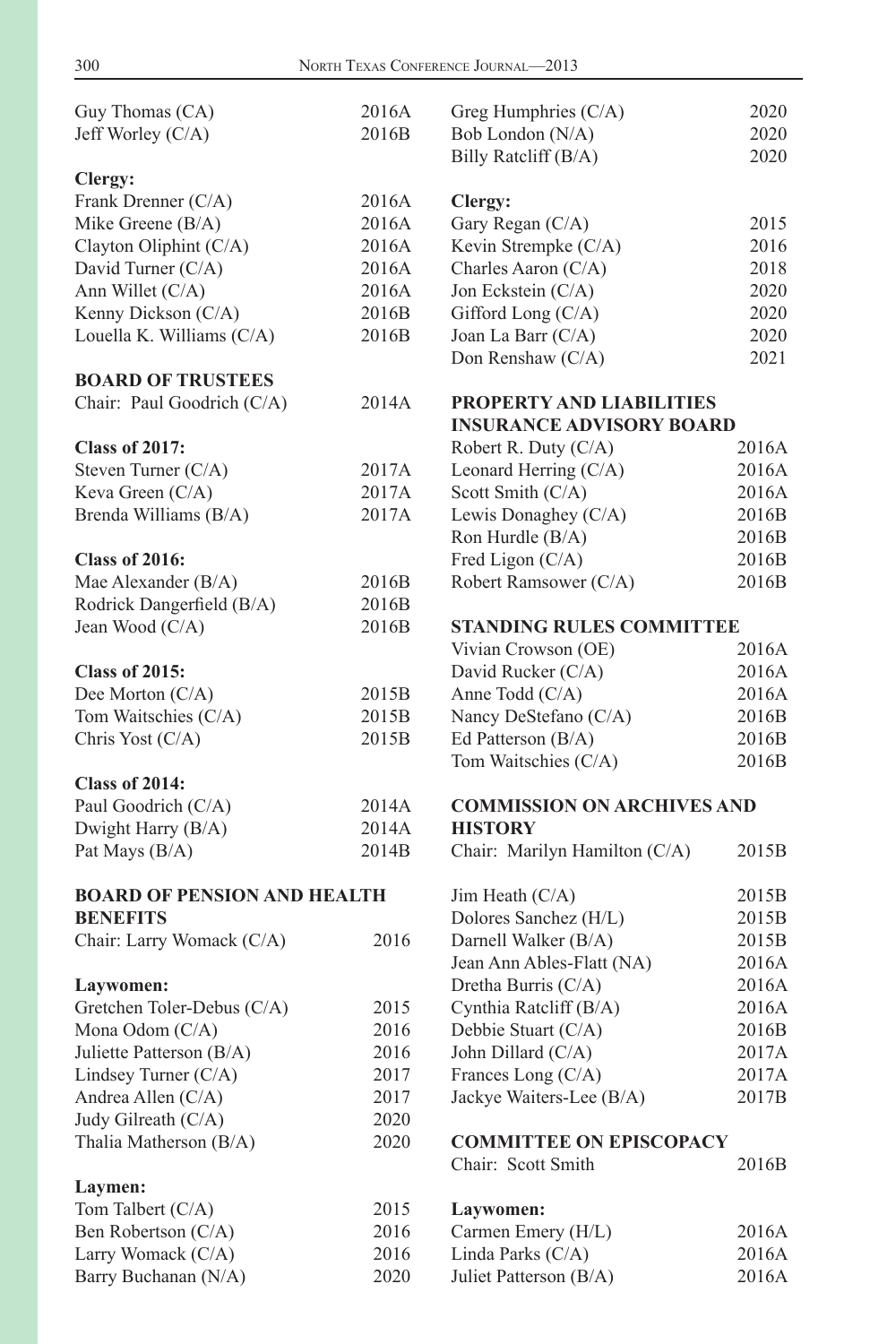Guy Thomas (CA) 2016A
Jeff Worley (C/A) 2016B

**Clergy:**

Frank Drenner (C/A) 2016A
Mike Greene (B/A) 2016A
Clayton Oliphint (C/A) 2016A
David Turner (C/A) 2016A
Ann Willet (C/A) 2016A
Kenny Dickson (C/A) 2016B
Louella K. Williams (C/A) 2016B

**BOARD OF TRUSTEES**

Chair: Paul Goodrich (C/A) 2014A

**Class of 2017:**

Steven Turner (C/A) 2017A
Keva Green (C/A) 2017A
Brenda Williams (B/A) 2017A

**Class of 2016:**

Mae Alexander (B/A) 2016B
Rodrick Dangerfield (B/A) 2016B
Jean Wood (C/A) 2016B

**Class of 2015:**

Dee Morton (C/A) 2015B
Tom Waitschies (C/A) 2015B
Chris Yost (C/A) 2015B

**Class of 2014:**

Paul Goodrich (C/A) 2014A
Dwight Harry (B/A) 2014A
Pat Mays (B/A) 2014B

**BOARD OF PENSION AND HEALTH BENEFITS**

Chair: Larry Womack (C/A) 2016

**Laywomen:**

Gretchen Toler-Debus (C/A) 2015
Mona Odom (C/A) 2016
Juliette Patterson (B/A) 2016
Lindsey Turner (C/A) 2017
Andrea Allen (C/A) 2017
Judy Gilreath (C/A) 2020
Thalia Matherson (B/A) 2020

**Laymen:**

Tom Talbert (C/A) 2015
Ben Robertson (C/A) 2016
Larry Womack (C/A) 2016
Barry Buchanan (N/A) 2020
Greg Humphries (C/A) 2020
Bob London (N/A) 2020
Billy Ratcliff (B/A) 2020

**Clergy:**

Gary Regan (C/A) 2015
Kevin Strempke (C/A) 2016
Charles Aaron (C/A) 2018
Jon Eckstein (C/A) 2020
Gifford Long (C/A) 2020
Joan La Barr (C/A) 2020
Don Renshaw (C/A) 2021

**PROPERTY AND LIABILITIES INSURANCE ADVISORY BOARD**

Robert R. Duty (C/A) 2016A
Leonard Herring (C/A) 2016A
Scott Smith (C/A) 2016A
Lewis Donaghey (C/A) 2016B
Ron Hurdle (B/A) 2016B
Fred Ligon (C/A) 2016B
Robert Ramsower (C/A) 2016B

**STANDING RULES COMMITTEE**

Vivian Crowson (OE) 2016A
David Rucker (C/A) 2016A
Anne Todd (C/A) 2016A
Nancy DeStefano (C/A) 2016B
Ed Patterson (B/A) 2016B
Tom Waitschies (C/A) 2016B

**COMMISSION ON ARCHIVES AND HISTORY**

Chair: Marilyn Hamilton (C/A) 2015B

Jim Heath (C/A) 2015B
Dolores Sanchez (H/L) 2015B
Darnell Walker (B/A) 2015B
Jean Ann Ables-Flatt (NA) 2016A
Dretha Burris (C/A) 2016A
Cynthia Ratcliff (B/A) 2016A
Debbie Stuart (C/A) 2016B
John Dillard (C/A) 2017A
Frances Long (C/A) 2017A
Jackye Waiters-Lee (B/A) 2017B

**COMMITTEE ON EPISCOPACY**

Chair: Scott Smith 2016B

**Laywomen:**

Carmen Emery (H/L) 2016A
Linda Parks (C/A) 2016A
Juliet Patterson (B/A) 2016A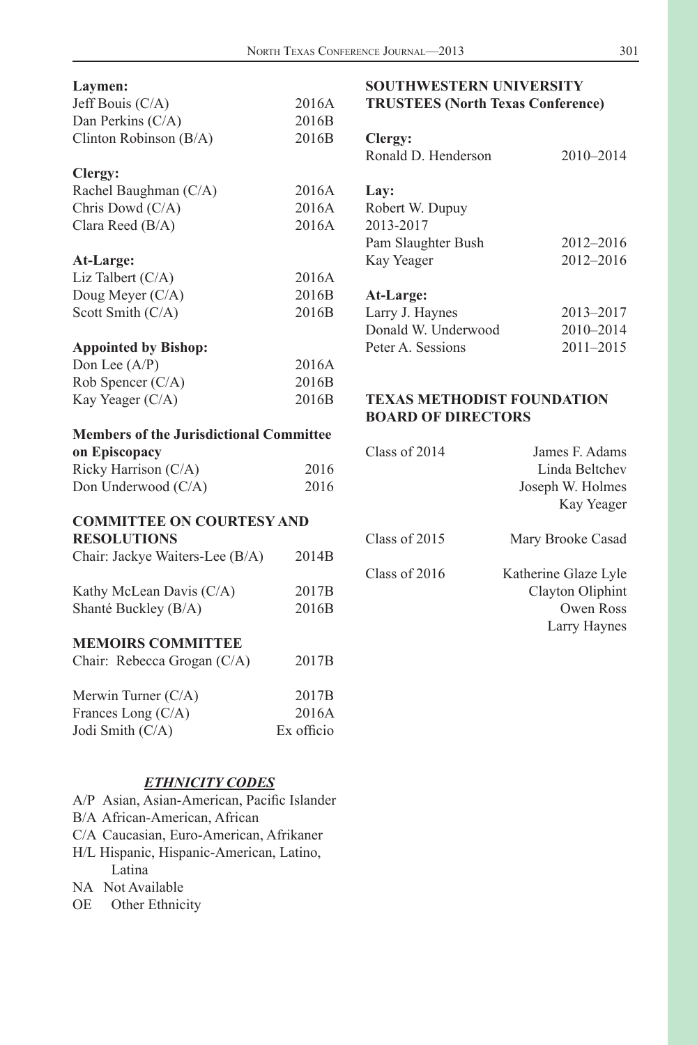**Laymen:**

| | |
|---|---|
| Jeff Bouis (C/A) | 2016A |
| Dan Perkins (C/A) | 2016B |
| Clinton Robinson (B/A) | 2016B |

**Clergy:**

| | |
|---|---|
| Rachel Baughman (C/A) | 2016A |
| Chris Dowd (C/A) | 2016A |
| Clara Reed (B/A) | 2016A |

**At-Large:**

| | |
|---|---|
| Liz Talbert (C/A) | 2016A |
| Doug Meyer (C/A) | 2016B |
| Scott Smith (C/A) | 2016B |

**Appointed by Bishop:**

| | |
|---|---|
| Don Lee (A/P) | 2016A |
| Rob Spencer (C/A) | 2016B |
| Kay Yeager (C/A) | 2016B |

**Members of the Jurisdictional Committee on Episcopacy**

| | |
|---|---|
| Ricky Harrison (C/A) | 2016 |
| Don Underwood (C/A) | 2016 |

**COMMITTEE ON COURTESY AND RESOLUTIONS**

| | |
|---|---|
| Chair: Jackye Waiters-Lee (B/A) | 2014B |
| Kathy McLean Davis (C/A) | 2017B |
| Shanté Buckley (B/A) | 2016B |

**MEMOIRS COMMITTEE**

| | |
|---|---|
| Chair: Rebecca Grogan (C/A) | 2017B |
| Merwin Turner (C/A) | 2017B |
| Frances Long (C/A) | 2016A |
| Jodi Smith (C/A) | Ex officio |

***ETHNICITY CODES***

A/P Asian, Asian-American, Pacific Islander
B/A African-American, African
C/A Caucasian, Euro-American, Afrikaner
H/L Hispanic, Hispanic-American, Latino, Latina
NA Not Available
OE Other Ethnicity

**SOUTHWESTERN UNIVERSITY TRUSTEES (North Texas Conference)**

**Clergy:**

| | |
|---|---|
| Ronald D. Henderson | 2010–2014 |

**Lay:**

| | |
|---|---|
| Robert W. Dupuy | 2013-2017 |
| Pam Slaughter Bush | 2012–2016 |
| Kay Yeager | 2012–2016 |

**At-Large:**

| | |
|---|---|
| Larry J. Haynes | 2013–2017 |
| Donald W. Underwood | 2010–2014 |
| Peter A. Sessions | 2011–2015 |

**TEXAS METHODIST FOUNDATION BOARD OF DIRECTORS**

| | |
|---|---|
| Class of 2014 | James F. Adams<br>Linda Beltchev<br>Joseph W. Holmes<br>Kay Yeager |
| Class of 2015 | Mary Brooke Casad |
| Class of 2016 | Katherine Glaze Lyle<br>Clayton Oliphint<br>Owen Ross<br>Larry Haynes |